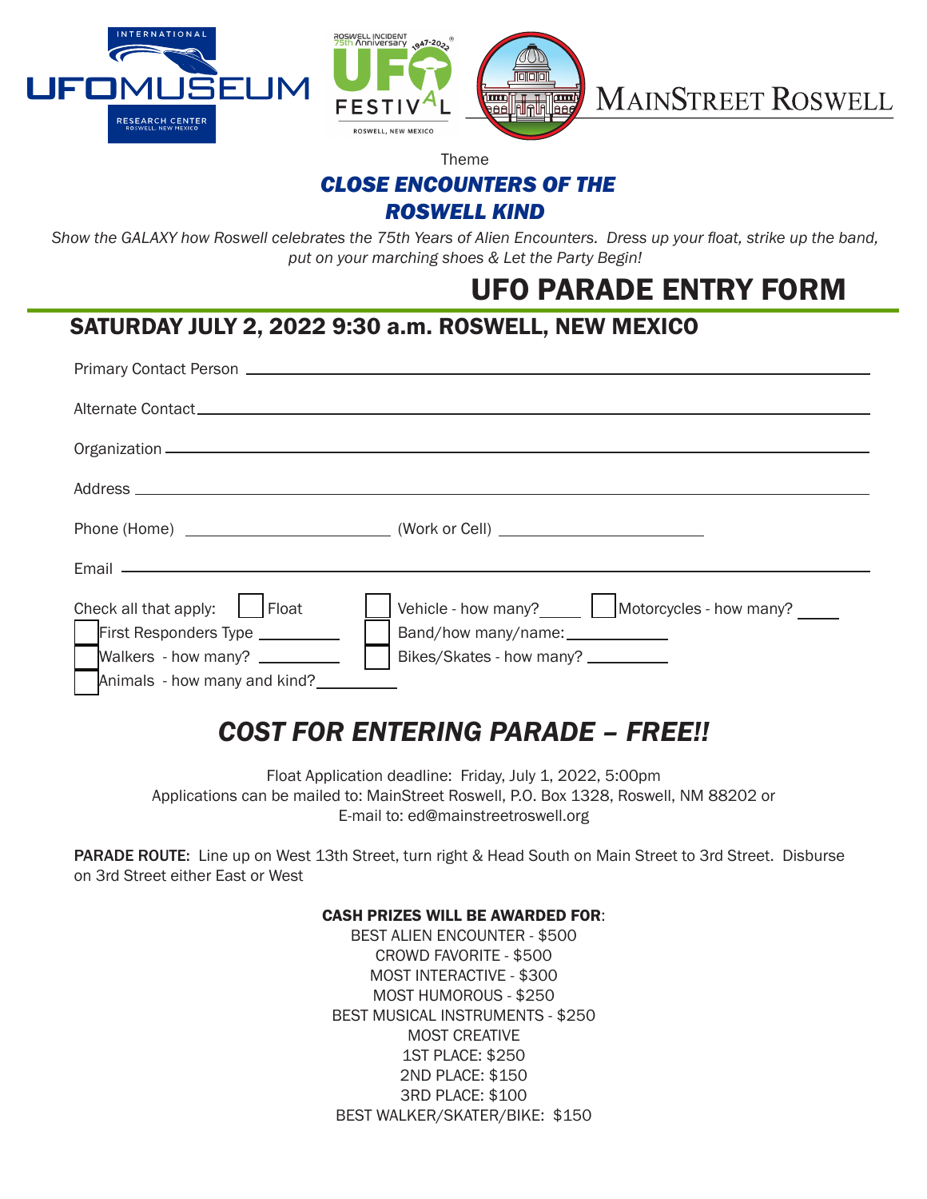Theme

## *CLOSE ENCOUNTERS OF THE ROSWELL KIND*

*Show the GALAXY how Roswell celebrates the 75th Years of Alien Encounters. Dress up your float, strike up the band, put on your marching shoes & Let the Party Begin!*

# UFO PARADE ENTRY FORM

## SATURDAY JULY 2, 2022 9:30 a.m. ROSWELL, NEW MEXICO

Primary Contact Person \_\_\_\_\_\_\_\_\_\_\_\_\_\_\_\_\_\_\_\_\_\_\_\_\_\_\_\_\_\_\_\_\_\_\_\_\_\_\_\_

Alternate Contact \_\_\_\_\_\_\_\_\_\_\_\_\_\_\_\_\_\_\_\_\_\_\_\_\_\_\_\_\_\_\_\_\_\_\_\_\_\_\_\_

Organization \_\_\_\_\_\_\_\_\_\_\_\_\_\_\_\_\_\_\_\_\_\_\_\_\_\_\_\_\_\_\_\_\_\_\_\_\_\_\_\_

Address \_\_\_\_\_\_\_\_\_\_\_\_\_\_\_\_\_\_\_\_\_\_\_\_\_\_\_\_\_\_\_\_\_\_\_\_\_\_\_\_

Phone (Home) \_\_\_\_\_\_\_\_\_\_\_\_\_\_\_\_\_\_\_\_ (Work or Cell) \_\_\_\_\_\_\_\_\_\_\_\_\_\_\_\_\_\_\_\_

Email \_\_\_\_\_\_\_\_\_\_\_\_\_\_\_\_\_\_\_\_\_\_\_\_\_\_\_\_\_\_\_\_\_\_\_\_\_\_\_\_

Check all that apply:

- ☐ Float
- ☐ Vehicle - how many? \_\_\_\_\_
- ☐ Motorcycles - how many? \_\_\_\_\_
- ☐ First Responders Type \_\_\_\_\_\_\_\_\_\_
- ☐ Band/how many/name: \_\_\_\_\_\_\_\_\_\_
- ☐ Walkers - how many? \_\_\_\_\_\_\_\_\_\_
- ☐ Bikes/Skates - how many? \_\_\_\_\_\_\_\_\_\_
- ☐ Animals - how many and kind? \_\_\_\_\_\_\_\_\_\_

## *COST FOR ENTERING PARADE – FREE!!*

Float Application deadline: Friday, July 1, 2022, 5:00pm
Applications can be mailed to: MainStreet Roswell, P.O. Box 1328, Roswell, NM 88202 or
E-mail to: ed@mainstreetroswell.org

**PARADE ROUTE:** Line up on West 13th Street, turn right & Head South on Main Street to 3rd Street. Disburse on 3rd Street either East or West

**CASH PRIZES WILL BE AWARDED FOR**:

BEST ALIEN ENCOUNTER - $500
CROWD FAVORITE - $500
MOST INTERACTIVE - $300
MOST HUMOROUS - $250
BEST MUSICAL INSTRUMENTS - $250
MOST CREATIVE
1ST PLACE: $250
2ND PLACE: $150
3RD PLACE: $100
BEST WALKER/SKATER/BIKE: $150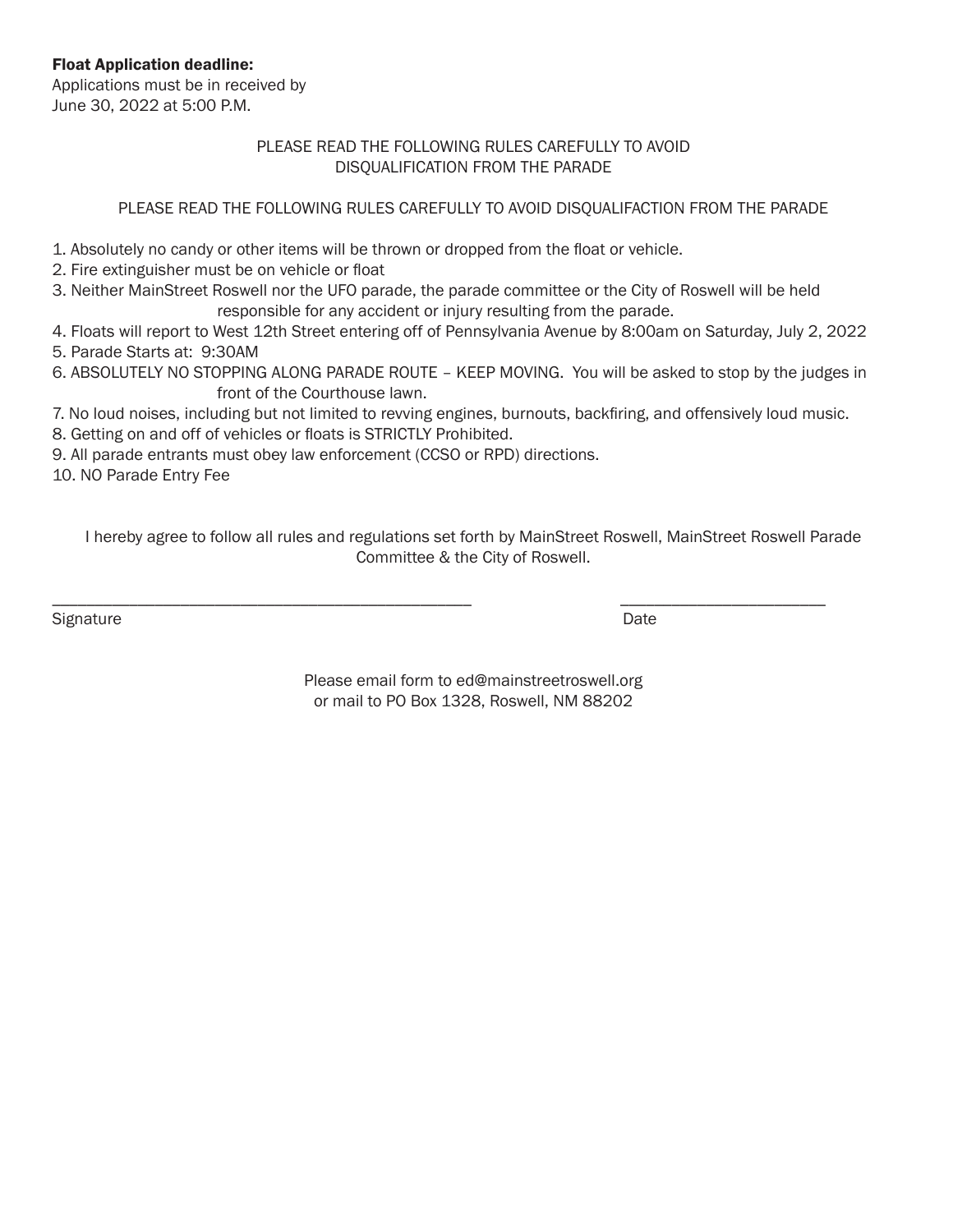**Float Application deadline:**
Applications must be in received by
June 30, 2022 at 5:00 P.M.

PLEASE READ THE FOLLOWING RULES CAREFULLY TO AVOID
DISQUALIFICATION FROM THE PARADE

PLEASE READ THE FOLLOWING RULES CAREFULLY TO AVOID DISQUALIFACTION FROM THE PARADE

1. Absolutely no candy or other items will be thrown or dropped from the float or vehicle.
2. Fire extinguisher must be on vehicle or float
3. Neither MainStreet Roswell nor the UFO parade, the parade committee or the City of Roswell will be held responsible for any accident or injury resulting from the parade.
4. Floats will report to West 12th Street entering off of Pennsylvania Avenue by 8:00am on Saturday, July 2, 2022
5. Parade Starts at: 9:30AM
6. ABSOLUTELY NO STOPPING ALONG PARADE ROUTE – KEEP MOVING. You will be asked to stop by the judges in front of the Courthouse lawn.
7. No loud noises, including but not limited to revving engines, burnouts, backfiring, and offensively loud music.
8. Getting on and off of vehicles or floats is STRICTLY Prohibited.
9. All parade entrants must obey law enforcement (CCSO or RPD) directions.
10. NO Parade Entry Fee

I hereby agree to follow all rules and regulations set forth by MainStreet Roswell, MainStreet Roswell Parade Committee & the City of Roswell.

_______________________________________________ ______________________
Signature Date

Please email form to ed@mainstreetroswell.org
or mail to PO Box 1328, Roswell, NM 88202